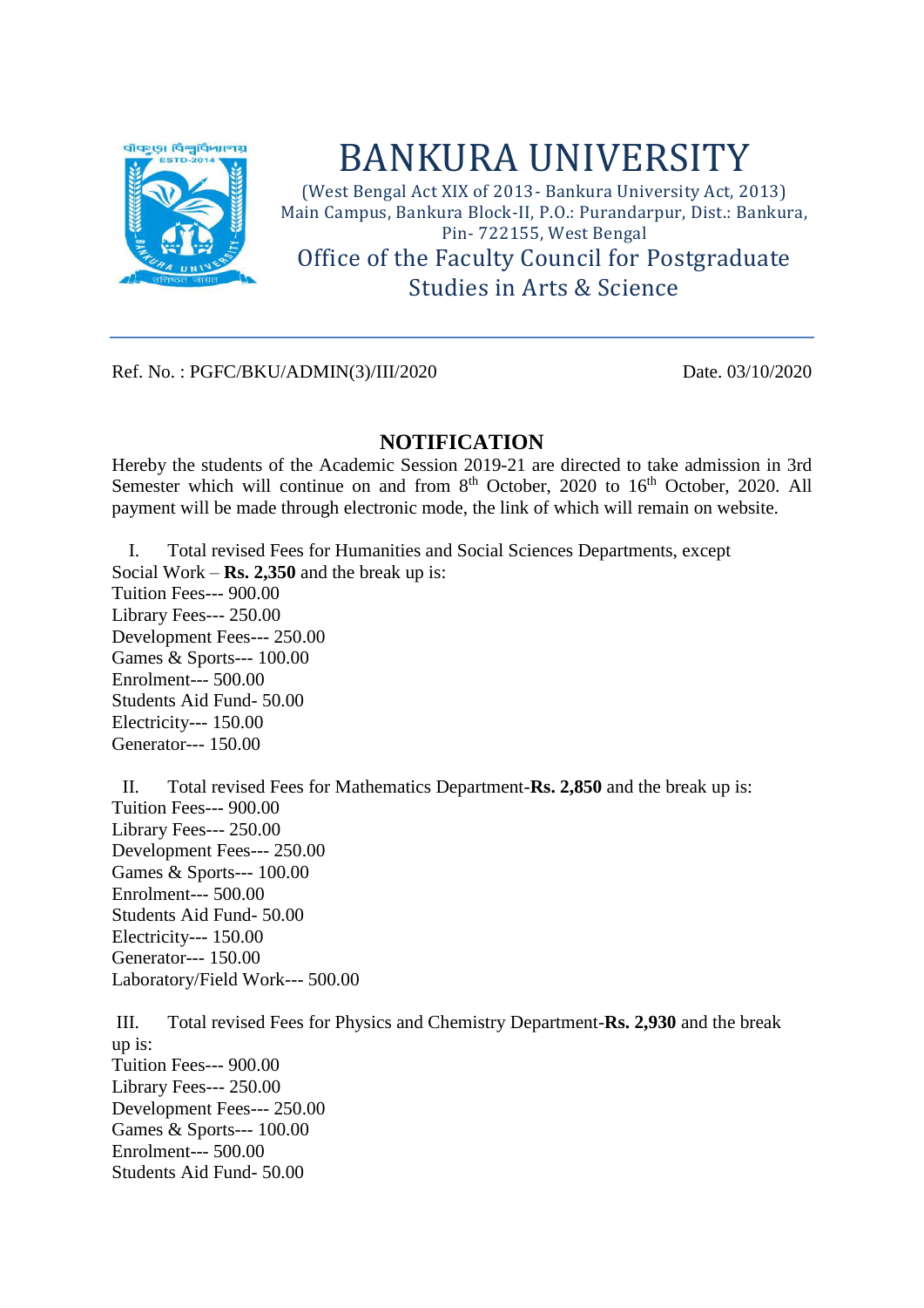# BANKURA UNIVERSITY

(West Bengal Act XIX of 2013- Bankura University Act, 2013)
Main Campus, Bankura Block-II, P.O.: Purandarpur, Dist.: Bankura, Pin- 722155, West Bengal

Office of the Faculty Council for Postgraduate Studies in Arts & Science

---

Ref. No. : PGFC/BKU/ADMIN(3)/III/2020

Date. 03/10/2020

## NOTIFICATION

Hereby the students of the Academic Session 2019-21 are directed to take admission in 3rd Semester which will continue on and from 8th October, 2020 to 16th October, 2020. All payment will be made through electronic mode, the link of which will remain on website.

I. Total revised Fees for Humanities and Social Sciences Departments, except Social Work – **Rs. 2,350** and the break up is:
Tuition Fees--- 900.00
Library Fees--- 250.00
Development Fees--- 250.00
Games & Sports--- 100.00
Enrolment--- 500.00
Students Aid Fund- 50.00
Electricity--- 150.00
Generator--- 150.00

II. Total revised Fees for Mathematics Department-**Rs. 2,850** and the break up is:
Tuition Fees--- 900.00
Library Fees--- 250.00
Development Fees--- 250.00
Games & Sports--- 100.00
Enrolment--- 500.00
Students Aid Fund- 50.00
Electricity--- 150.00
Generator--- 150.00
Laboratory/Field Work--- 500.00

III. Total revised Fees for Physics and Chemistry Department-**Rs. 2,930** and the break up is:
Tuition Fees--- 900.00
Library Fees--- 250.00
Development Fees--- 250.00
Games & Sports--- 100.00
Enrolment--- 500.00
Students Aid Fund- 50.00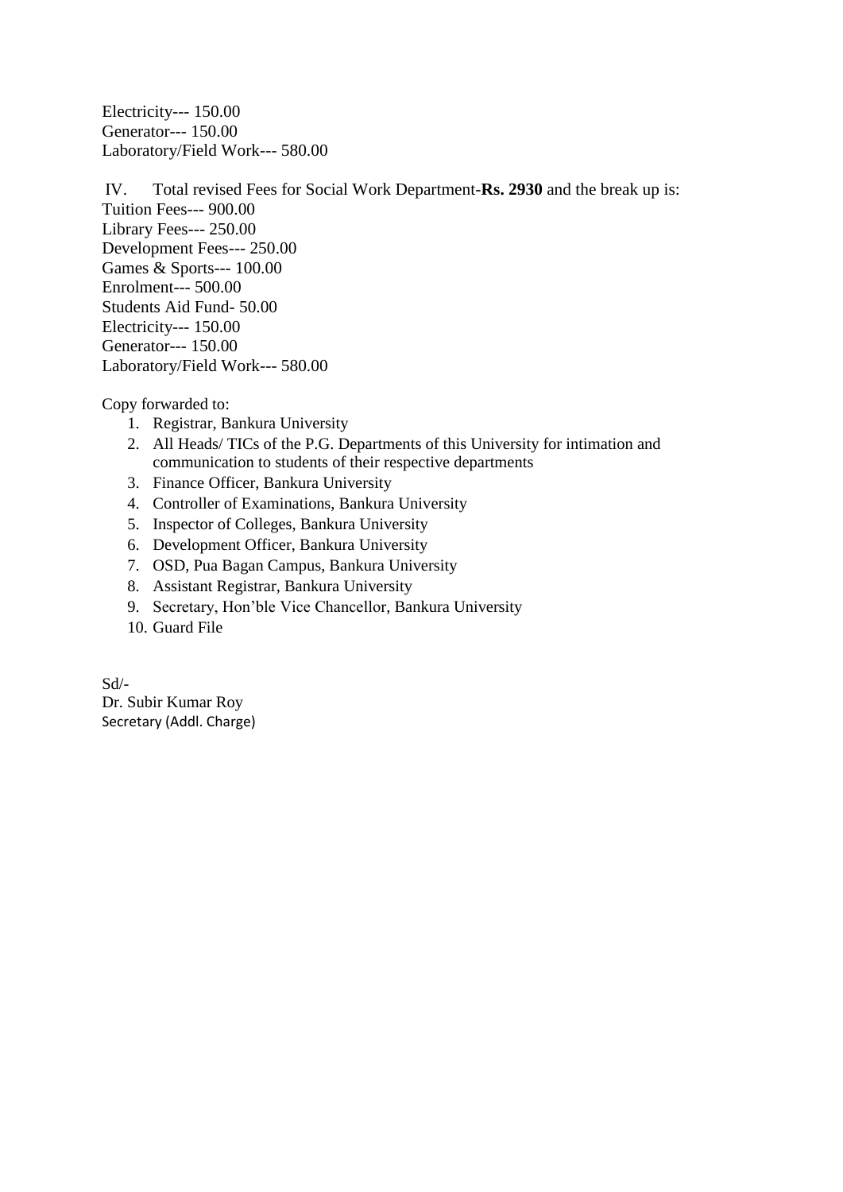Electricity--- 150.00
Generator--- 150.00
Laboratory/Field Work--- 580.00

IV. Total revised Fees for Social Work Department-**Rs. 2930** and the break up is:
Tuition Fees--- 900.00
Library Fees--- 250.00
Development Fees--- 250.00
Games & Sports--- 100.00
Enrolment--- 500.00
Students Aid Fund- 50.00
Electricity--- 150.00
Generator--- 150.00
Laboratory/Field Work--- 580.00

Copy forwarded to:

1. Registrar, Bankura University
2. All Heads/ TICs of the P.G. Departments of this University for intimation and communication to students of their respective departments
3. Finance Officer, Bankura University
4. Controller of Examinations, Bankura University
5. Inspector of Colleges, Bankura University
6. Development Officer, Bankura University
7. OSD, Pua Bagan Campus, Bankura University
8. Assistant Registrar, Bankura University
9. Secretary, Hon'ble Vice Chancellor, Bankura University
10. Guard File

Sd/-
Dr. Subir Kumar Roy
Secretary (Addl. Charge)